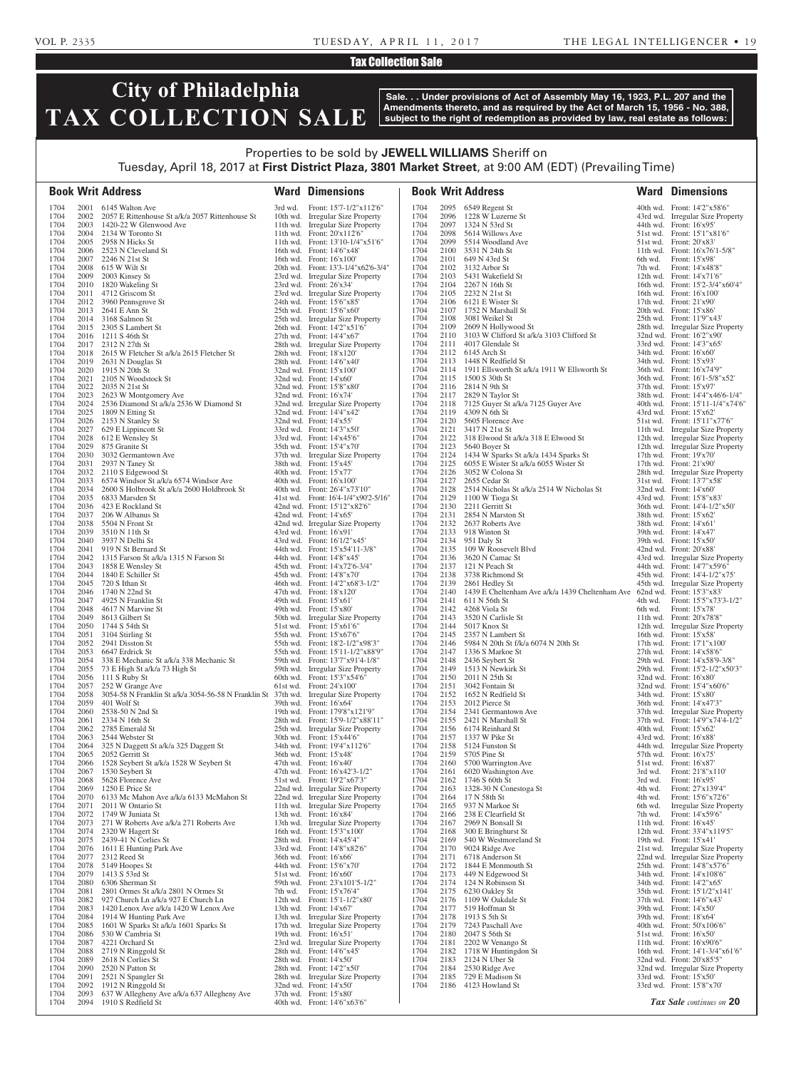Tax Collection Sale

# City of Philadelphia TAX COLLECTION SALE

**Sale. . . Under provisions of Act of Assembly May 16, 1923, P.L. 207 and the Amendments thereto, and as required by the Act of March 15, 1956 - No. 388, subject to the right of redemption as provided by law, real estate as follows:**

Properties to be sold by **JEWELL WILLIAMS** Sheriff on Tuesday, April 18, 2017 at **First District Plaza, 3801 Market Street**, at 9:00 AM (EDT) (Prevailing Time)

| Book | Writ | Address | Ward | Dimensions |
|---|---|---|---|---|
| 1704 | 2001 | 6145 Walton Ave | 3rd wd. | Front: 15'7-1/2"x112'6" |
| 1704 | 2002 | 2057 E Rittenhouse St a/k/a 2057 Rittenhouse St | 10th wd. | Irregular Size Property |
| 1704 | 2003 | 1420-22 W Glenwood Ave | 11th wd. | Irregular Size Property |
| 1704 | 2004 | 2134 W Toronto St | 11th wd. | Front: 20'x112'6" |
| 1704 | 2005 | 2958 N Hicks St | 11th wd. | Front: 13'10-1/4"x51'6" |
| 1704 | 2006 | 2523 N Cleveland St | 16th wd. | Front: 14'6"x48' |
| 1704 | 2007 | 2246 N 21st St | 16th wd. | Front: 16'x100' |
| 1704 | 2008 | 615 W Wilt St | 20th wd. | Front: 13'3-1/4"x62'6-3/4" |
| 1704 | 2009 | 2003 Kinsey St | 23rd wd. | Irregular Size Property |
| 1704 | 2010 | 1820 Wakeling St | 23rd wd. | Front: 26'x34' |
| 1704 | 2011 | 4712 Griscom St | 23rd wd. | Irregular Size Property |
| 1704 | 2012 | 3960 Pennsgrove St | 24th wd. | Front: 15'6"x85' |
| 1704 | 2013 | 2641 E Ann St | 25th wd. | Front: 15'6"x60' |
| 1704 | 2014 | 3168 Salmon St | 25th wd. | Irregular Size Property |
| 1704 | 2015 | 2305 S Lambert St | 26th wd. | Front: 14'2"x51'6" |
| 1704 | 2016 | 1211 S 46th St | 27th wd. | Front: 14'4"x67' |
| 1704 | 2017 | 2312 N 27th St | 28th wd. | Irregular Size Property |
| 1704 | 2018 | 2615 W Fletcher St a/k/a 2615 Fletcher St | 28th wd. | Front: 18'x120' |
| 1704 | 2019 | 2631 N Douglas St | 28th wd. | Front: 14'6"x40' |
| 1704 | 2020 | 1915 N 20th St | 32nd wd. | Front: 15'x100' |
| 1704 | 2021 | 2105 N Woodstock St | 32nd wd. | Front: 14'x60' |
| 1704 | 2022 | 2035 N 21st St | 32nd wd. | Front: 15'8"x80' |
| 1704 | 2023 | 2623 W Montgomery Ave | 32nd wd. | Front: 16'x74' |
| 1704 | 2024 | 2536 Diamond St a/k/a 2536 W Diamond St | 32nd wd. | Irregular Size Property |
| 1704 | 2025 | 1809 N Etting St | 32nd wd. | Front: 14'4"x42' |
| 1704 | 2026 | 2153 N Stanley St | 32nd wd. | Front: 14'x55' |
| 1704 | 2027 | 629 E Lippincott St | 33rd wd. | Front: 14'3"x50' |
| 1704 | 2028 | 612 E Wensley St | 33rd wd. | Front: 14'x45'6" |
| 1704 | 2029 | 875 Granite St | 35th wd. | Front: 15'4"x70' |
| 1704 | 2030 | 3032 Germantown Ave | 37th wd. | Irregular Size Property |
| 1704 | 2031 | 2937 N Taney St | 38th wd. | Front: 15'x45' |
| 1704 | 2032 | 2110 S Edgewood St | 40th wd. | Front: 15'x77' |
| 1704 | 2033 | 6574 Windsor St a/k/a 6574 Windsor Ave | 40th wd. | Front: 16'x100' |
| 1704 | 2034 | 2600 S Holbrook St a/k/a 2600 Holdbrook St | 40th wd. | Front: 26'4"x73'10" |
| 1704 | 2035 | 6833 Marsden St | 41st wd. | Front: 16'4-1/4"x90'2-5/16" |
| 1704 | 2036 | 423 E Rockland St | 42nd wd. | Front: 15'12"x82'6" |
| 1704 | 2037 | 206 W Albanus St | 42nd wd. | Front: 14'x65' |
| 1704 | 2038 | 5504 N Front St | 42nd wd. | Irregular Size Property |
| 1704 | 2039 | 3510 N 11th St | 43rd wd. | Front: 16'x91' |
| 1704 | 2040 | 3937 N Delhi St | 43rd wd. | Front: 16'1/2"x45' |
| 1704 | 2041 | 919 N St Bernard St | 44th wd. | Front: 15'x54'11-3/8" |
| 1704 | 2042 | 1315 Farson St a/k/a 1315 N Farson St | 44th wd. | Front: 14'8"x45' |
| 1704 | 2043 | 1858 E Wensley St | 45th wd. | Front: 14'x72'6-3/4" |
| 1704 | 2044 | 1840 E Schiller St | 45th wd. | Front: 14'8"x70' |
| 1704 | 2045 | 720 S Ithan St | 46th wd. | Front: 14'2"x68'3-1/2" |
| 1704 | 2046 | 1740 N 22nd St | 47th wd. | Front: 18'x120' |
| 1704 | 2047 | 4925 N Franklin St | 49th wd. | Front: 15'x61' |
| 1704 | 2048 | 4617 N Marvine St | 49th wd. | Front: 15'x80' |
| 1704 | 2049 | 8613 Gilbert St | 50th wd. | Irregular Size Property |
| 1704 | 2050 | 1744 S 54th St | 51st wd. | Front: 15'x61'6" |
| 1704 | 2051 | 3104 Stirling St | 55th wd. | Front: 15'x67'6" |
| 1704 | 2052 | 2941 Disston St | 55th wd. | Front: 18'2-1/2"x98'3" |
| 1704 | 2053 | 6647 Erdrick St | 55th wd. | Front: 15'11-1/2"x88'9" |
| 1704 | 2054 | 338 E Mechanic St a/k/a 338 Mechanic St | 59th wd. | Front: 13'7"x91'4-1/8" |
| 1704 | 2055 | 73 E High St a/k/a 73 High St | 59th wd. | Irregular Size Property |
| 1704 | 2056 | 111 S Ruby St | 60th wd. | Front: 15'3"x54'6" |
| 1704 | 2057 | 252 W Grange Ave | 61st wd. | Front: 24'x100' |
| 1704 | 2058 | 3054-58 N Franklin St a/k/a 3054-56-58 N Franklin St | 37th wd. | Irregular Size Property |
| 1704 | 2059 | 401 Wolf St | 39th wd. | Front: 16'x64' |
| 1704 | 2060 | 2538-50 N 2nd St | 19th wd. | Front: 179'8"x121'9" |
| 1704 | 2061 | 2334 N 16th St | 28th wd. | Front: 15'9-1/2"x88'11" |
| 1704 | 2062 | 2785 Emerald St | 25th wd. | Irregular Size Property |
| 1704 | 2063 | 2544 Webster St | 30th wd. | Front: 15'x44'6" |
| 1704 | 2064 | 325 N Daggett St a/k/a 325 Daggett St | 34th wd. | Front: 19'4"x112'6" |
| 1704 | 2065 | 2052 Gerritt St | 36th wd. | Front: 15'x48' |
| 1704 | 2066 | 1528 Seybert St a/k/a 1528 W Seybert St | 47th wd. | Front: 16'x40' |
| 1704 | 2067 | 1530 Seybert St | 47th wd. | Front: 16'x42'3-1/2" |
| 1704 | 2068 | 5628 Florence Ave | 51st wd. | Front: 19'2"x67'3" |
| 1704 | 2069 | 1250 E Price St | 22nd wd. | Irregular Size Property |
| 1704 | 2070 | 6133 Mc Mahon Ave a/k/a 6133 McMahon St | 22nd wd. | Irregular Size Property |
| 1704 | 2071 | 2011 W Ontario St | 11th wd. | Irregular Size Property |
| 1704 | 2072 | 1749 W Juniata St | 13th wd. | Front: 16'x84' |
| 1704 | 2073 | 271 W Roberts Ave a/k/a 271 Roberts Ave | 13th wd. | Irregular Size Property |
| 1704 | 2074 | 2320 W Hagert St | 16th wd. | Front: 15'3"x100' |
| 1704 | 2075 | 2439-41 N Corlies St | 28th wd. | Front: 14'x45'4" |
| 1704 | 2076 | 1611 E Hunting Park Ave | 33rd wd. | Front: 14'8"x82'6" |
| 1704 | 2077 | 2312 Reed St | 36th wd. | Front: 16'x66' |
| 1704 | 2078 | 5149 Hoopes St | 44th wd. | Front: 15'6"x70' |
| 1704 | 2079 | 1413 S 53rd St | 51st wd. | Front: 16'x60' |
| 1704 | 2080 | 6306 Sherman St | 59th wd. | Front: 23'x101'5-1/2" |
| 1704 | 2081 | 2801 Ormes St a/k/a 2801 N Ormes St | 7th wd. | Front: 15'x76'4" |
| 1704 | 2082 | 927 Church Ln a/k/a 927 E Church Ln | 12th wd. | Front: 15'1-1/2"x80' |
| 1704 | 2083 | 1420 Lenox Ave a/k/a 1420 W Lenox Ave | 13th wd. | Front: 14'x67' |
| 1704 | 2084 | 1914 W Hunting Park Ave | 13th wd. | Irregular Size Property |
| 1704 | 2085 | 1601 W Sparks St a/k/a 1601 Sparks St | 17th wd. | Irregular Size Property |
| 1704 | 2086 | 530 W Cambria St | 19th wd. | Front: 16'x51' |
| 1704 | 2087 | 4221 Orchard St | 23rd wd. | Irregular Size Property |
| 1704 | 2088 | 2719 N Ringgold St | 28th wd. | Front: 14'6"x45' |
| 1704 | 2089 | 2618 N Corlies St | 28th wd. | Front: 14'x50' |
| 1704 | 2090 | 2520 N Patton St | 28th wd. | Front: 14'2"x50' |
| 1704 | 2091 | 2521 N Spangler St | 28th wd. | Irregular Size Property |
| 1704 | 2092 | 1912 N Ringgold St | 32nd wd. | Front: 14'x50' |
| 1704 | 2093 | 637 W Allegheny Ave a/k/a 637 Allegheny Ave | 37th wd. | Front: 15'x80' |
| 1704 | 2094 | 1910 S Redfield St | 40th wd. | Front: 14'6"x63'6" |
| 1704 | 2095 | 6549 Regent St | 40th wd. | Front: 14'2"x58'6" |
| 1704 | 2096 | 1228 W Luzerne St | 43rd wd. | Irregular Size Property |
| 1704 | 2097 | 1324 N 53rd St | 44th wd. | Front: 16'x95' |
| 1704 | 2098 | 5614 Willows Ave | 51st wd. | Front: 15'1"x81'6" |
| 1704 | 2099 | 5514 Woodland Ave | 51st wd. | Front: 20'x83' |
| 1704 | 2100 | 3531 N 24th St | 11th wd. | Front: 16'x76'1-5/8" |
| 1704 | 2101 | 649 N 43rd St | 6th wd. | Front: 15'x98' |
| 1704 | 2102 | 3132 Arbor St | 7th wd. | Front: 14'x48'8" |
| 1704 | 2103 | 5431 Wakefield St | 12th wd. | Front: 14'x71'6" |
| 1704 | 2104 | 2267 N 16th St | 16th wd. | Front: 15'2-3/4"x60'4" |
| 1704 | 2105 | 2232 N 21st St | 16th wd. | Front: 16'x100' |
| 1704 | 2106 | 6121 E Wister St | 17th wd. | Front: 21'x90' |
| 1704 | 2107 | 1752 N Marshall St | 20th wd. | Front: 15'x86' |
| 1704 | 2108 | 3081 Weikel St | 25th wd. | Front: 11'9"x43' |
| 1704 | 2109 | 2609 N Hollywood St | 28th wd. | Irregular Size Property |
| 1704 | 2110 | 3103 W Clifford St a/k/a 3103 Clifford St | 32nd wd. | Front: 16'2"x90' |
| 1704 | 2111 | 4017 Glendale St | 33rd wd. | Front: 14'3"x65' |
| 1704 | 2112 | 6145 Arch St | 34th wd. | Front: 16'x60' |
| 1704 | 2113 | 1448 N Redfield St | 34th wd. | Front: 15'x93' |
| 1704 | 2114 | 1911 Ellsworth St a/k/a 1911 W Ellsworth St | 36th wd. | Front: 16'x74'9" |
| 1704 | 2115 | 1500 S 30th St | 36th wd. | Front: 16'1-5/8"x52' |
| 1704 | 2116 | 2814 N 9th St | 37th wd. | Front: 15'x97' |
| 1704 | 2117 | 2829 N Taylor St | 38th wd. | Front: 14'4"x46'6-1/4" |
| 1704 | 2118 | 7125 Guyer St a/k/a 7125 Guyer Ave | 40th wd. | Front: 15'11-1/4"x74'6" |
| 1704 | 2119 | 4309 N 6th St | 43rd wd. | Front: 15'x62' |
| 1704 | 2120 | 5605 Florence Ave | 51st wd. | Front: 15'11"x77'6" |
| 1704 | 2121 | 3417 N 21st St | 11th wd. | Irregular Size Property |
| 1704 | 2122 | 318 Elwood St a/k/a 318 E Elwood St | 12th wd. | Irregular Size Property |
| 1704 | 2123 | 5640 Boyer St | 12th wd. | Irregular Size Property |
| 1704 | 2124 | 1434 W Sparks St a/k/a 1434 Sparks St | 17th wd. | Front: 19'x70' |
| 1704 | 2125 | 6055 E Wister St a/k/a 6055 Wister St | 17th wd. | Front: 21'x90' |
| 1704 | 2126 | 3052 W Colona St | 28th wd. | Irregular Size Property |
| 1704 | 2127 | 2655 Cedar St | 31st wd. | Front: 13'7"x58' |
| 1704 | 2128 | 2514 Nicholas St a/k/a 2514 W Nicholas St | 32nd wd. | Front: 14'x60' |
| 1704 | 2129 | 1100 W Tioga St | 43rd wd. | Front: 15'8"x83' |
| 1704 | 2130 | 2211 Gerritt St | 36th wd. | Front: 14'4-1/2"x50' |
| 1704 | 2131 | 2854 N Marston St | 38th wd. | Front: 15'x62' |
| 1704 | 2132 | 2637 Roberts Ave | 38th wd. | Front: 14'x61' |
| 1704 | 2133 | 918 Winton St | 39th wd. | Front: 14'x47' |
| 1704 | 2134 | 951 Daly St | 39th wd. | Front: 15'x50' |
| 1704 | 2135 | 109 W Roosevelt Blvd | 42nd wd. | Front: 20'x88' |
| 1704 | 2136 | 3620 N Camac St | 43rd wd. | Irregular Size Property |
| 1704 | 2137 | 121 N Peach St | 44th wd. | Front: 14'7"x59'6" |
| 1704 | 2138 | 3738 Richmond St | 45th wd. | Front: 14'4-1/2"x75' |
| 1704 | 2139 | 2861 Hedley St | 45th wd. | Irregular Size Property |
| 1704 | 2140 | 1439 E Cheltenham Ave a/k/a 1439 Cheltenham Ave | 62nd wd. | Front: 15'3"x83' |
| 1704 | 2141 | 611 N 56th St | 4th wd. | Front: 15'5"x73'3-1/2" |
| 1704 | 2142 | 4268 Viola St | 6th wd. | Front: 15'x78' |
| 1704 | 2143 | 3520 N Carlisle St | 11th wd. | Front: 20'x78'8" |
| 1704 | 2144 | 5017 Knox St | 12th wd. | Irregular Size Property |
| 1704 | 2145 | 2357 N Lambert St | 16th wd. | Front: 15'x58' |
| 1704 | 2146 | 5984 N 20th St f/k/a 6074 N 20th St | 17th wd. | Front: 17'1"x100' |
| 1704 | 2147 | 1336 S Markoe St | 27th wd. | Front: 14'x58'6" |
| 1704 | 2148 | 2436 Seybert St | 29th wd. | Front: 14'x58'9-3/8" |
| 1704 | 2149 | 1513 N Newkirk St | 29th wd. | Front: 15'2-1/2"x50'3" |
| 1704 | 2150 | 2011 N 25th St | 32nd wd. | Front: 16'x80' |
| 1704 | 2151 | 3042 Fontain St | 32nd wd. | Front: 15'4"x60'6" |
| 1704 | 2152 | 1652 N Redfield St | 34th wd. | Front: 15'x80' |
| 1704 | 2153 | 2012 Pierce St | 36th wd. | Front: 14'x47'3" |
| 1704 | 2154 | 2341 Germantown Ave | 37th wd. | Irregular Size Property |
| 1704 | 2155 | 2421 N Marshall St | 37th wd. | Front: 14'9"x74'4-1/2" |
| 1704 | 2156 | 6174 Reinhard St | 40th wd. | Front: 15'x62' |
| 1704 | 2157 | 1337 W Pike St | 43rd wd. | Front: 16'x88' |
| 1704 | 2158 | 5124 Funston St | 44th wd. | Irregular Size Property |
| 1704 | 2159 | 5705 Pine St | 57th wd. | Front: 16'x75' |
| 1704 | 2160 | 5700 Warrington Ave | 51st wd. | Front: 16'x87' |
| 1704 | 2161 | 6020 Washington Ave | 3rd wd. | Front: 21'8"x110' |
| 1704 | 2162 | 1746 S 60th St | 3rd wd. | Front: 16'x95' |
| 1704 | 2163 | 1328-30 N Conestoga St | 4th wd. | Front: 27'x139'4" |
| 1704 | 2164 | 17 N 58th St | 4th wd. | Front: 15'6"x72'6" |
| 1704 | 2165 | 937 N Markoe St | 6th wd. | Irregular Size Property |
| 1704 | 2166 | 238 E Clearfield St | 7th wd. | Front: 14'x59'6" |
| 1704 | 2167 | 2969 N Bonsall St | 11th wd. | Front: 16'x45' |
| 1704 | 2168 | 300 E Bringhurst St | 12th wd. | Front: 33'4"x119'5" |
| 1704 | 2169 | 540 W Westmoreland St | 19th wd. | Front: 15'x41' |
| 1704 | 2170 | 9024 Ridge Ave | 21st wd. | Irregular Size Property |
| 1704 | 2171 | 6718 Anderson St | 22nd wd. | Irregular Size Property |
| 1704 | 2172 | 1844 E Monmouth St | 25th wd. | Front: 14'8"x57'6" |
| 1704 | 2173 | 449 N Edgewood St | 34th wd. | Front: 14'x108'6" |
| 1704 | 2174 | 124 N Robinson St | 34th wd. | Front: 14'2"x65' |
| 1704 | 2175 | 6230 Oakley St | 35th wd. | Front: 15'1/2"x141' |
| 1704 | 2176 | 1109 W Oakdale St | 37th wd. | Front: 14'6"x43' |
| 1704 | 2177 | 519 Hoffman St | 39th wd. | Front: 14'x50' |
| 1704 | 2178 | 1913 S 5th St | 39th wd. | Front: 18'x64' |
| 1704 | 2179 | 7243 Paschall Ave | 40th wd. | Front: 50'x106'6" |
| 1704 | 2180 | 2047 S 56th St | 51st wd. | Front: 16'x50' |
| 1704 | 2181 | 2202 W Venango St | 11th wd. | Front: 16'x90'6" |
| 1704 | 2182 | 1718 W Huntingdon St | 16th wd. | Front: 14'1-3/4"x61'6" |
| 1704 | 2183 | 2124 N Uber St | 32nd wd. | Front: 20'x85'5" |
| 1704 | 2184 | 2530 Ridge Ave | 32nd wd. | Irregular Size Property |
| 1704 | 2185 | 729 E Madison St | 33rd wd. | Front: 15'x50' |
| 1704 | 2186 | 4123 Howland St | 33rd wd. | Front: 15'8"x70' |

*Tax Sale continues on* **20**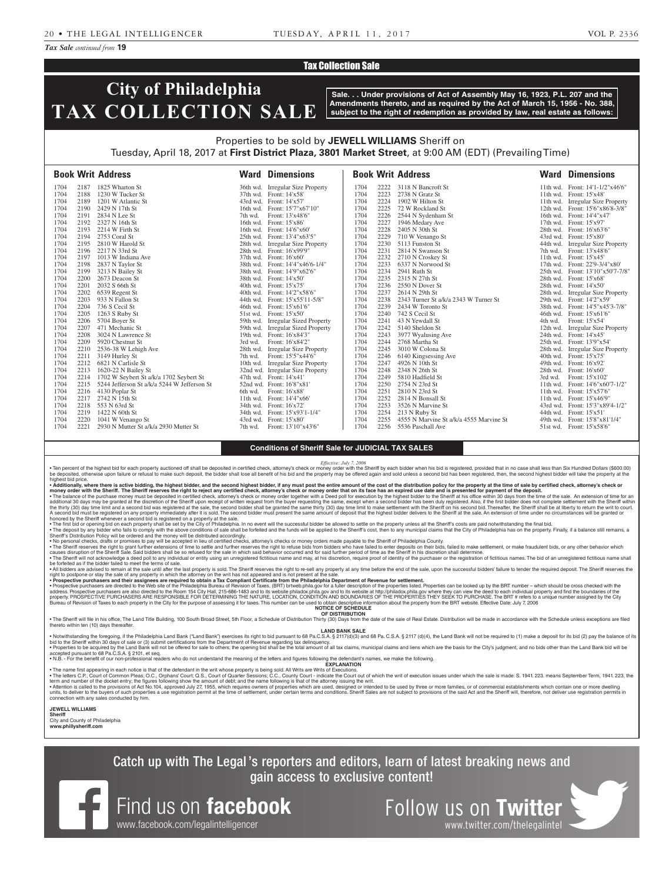*Tax Sale continued from* **19**

Tax Collection Sale

# City of Philadelphia TAX COLLECTION SALE

**Sale. . . Under provisions of Act of Assembly May 16, 1923, P.L. 207 and the Amendments thereto, and as required by the Act of March 15, 1956 - No. 388, subject to the right of redemption as provided by law, real estate as follows:**

Properties to be sold by **JEWELL WILLIAMS** Sheriff on
Tuesday, April 18, 2017 at **First District Plaza, 3801 Market Street**, at 9:00 AM (EDT) (Prevailing Time)

| Book | Writ | Address | Ward | Dimensions |
|---|---|---|---|---|
| 1704 | 2187 | 1825 Wharton St | 36th wd. | Irregular Size Property |
| 1704 | 2188 | 1230 W Tucker St | 37th wd. | Front: 14'x58' |
| 1704 | 2189 | 1201 W Atlantic St | 43rd wd. | Front: 14'x57' |
| 1704 | 2190 | 2429 N 17th St | 16th wd. | Front: 15'7"x67'10" |
| 1704 | 2191 | 2834 N Lee St | 7th wd. | Front: 13'x48'6" |
| 1704 | 2192 | 2327 N 16th St | 16th wd. | Front: 15'x86' |
| 1704 | 2193 | 2214 W Firth St | 16th wd. | Front: 14'6"x60' |
| 1704 | 2194 | 2753 Coral St | 25th wd. | Front: 13'4"x63'5" |
| 1704 | 2195 | 2810 W Harold St | 28th wd. | Irregular Size Property |
| 1704 | 2196 | 2217 N 33rd St | 28th wd. | Front: 16'x99'9" |
| 1704 | 2197 | 1013 W Indiana Ave | 37th wd. | Front: 16'x60' |
| 1704 | 2198 | 2837 N Taylor St | 38th wd. | Front: 14'4"x46'6-1/4" |
| 1704 | 2199 | 3213 N Bailey St | 38th wd. | Front: 14'9"x62'6" |
| 1704 | 2200 | 2673 Deacon St | 38th wd. | Front: 14'x50' |
| 1704 | 2201 | 2032 S 66th St | 40th wd. | Front: 15'x75' |
| 1704 | 2202 | 6539 Regent St | 40th wd. | Front: 14'2"x58'6" |
| 1704 | 2203 | 933 N Fallon St | 44th wd. | Front: 15'x55'11-5/8" |
| 1704 | 2204 | 736 S Cecil St | 46th wd. | Front: 15'x61'6" |
| 1704 | 2205 | 1263 S Ruby St | 51st wd. | Front: 15'x50' |
| 1704 | 2206 | 5704 Boyer St | 59th wd. | Irregular Sized Property |
| 1704 | 2207 | 471 Mechanic St | 59th wd. | Irregular Sized Property |
| 1704 | 2208 | 3024 N Lawrence St | 19th wd. | Front: 16'x84'3" |
| 1704 | 2209 | 5920 Chestnut St | 3rd wd. | Front: 16'x84'2" |
| 1704 | 2210 | 2536-38 W Lehigh Ave | 28th wd. | Irregular Size Property |
| 1704 | 2211 | 3149 Hurley St | 7th wd. | Front: 15'5"x44'6" |
| 1704 | 2212 | 6821 N Carlisle St | 10th wd. | Irregular Size Property |
| 1704 | 2213 | 1620-22 N Bailey St | 32nd wd. | Irregular Size Property |
| 1704 | 2214 | 1702 W Seybert St a/k/a 1702 Seybert St | 47th wd. | Front: 14'x41' |
| 1704 | 2215 | 5244 Jefferson St a/k/a 5244 W Jefferson St | 52nd wd. | Front: 16'8"x81' |
| 1704 | 2216 | 4130 Poplar St | 6th wd. | Front: 16'x88' |
| 1704 | 2217 | 2742 N 15th St | 11th wd. | Front: 14'4"x66' |
| 1704 | 2218 | 553 N 63rd St | 34th wd. | Front: 16'x72' |
| 1704 | 2219 | 1422 N 60th St | 34th wd. | Front: 15'x93'1-1/4" |
| 1704 | 2220 | 1041 W Venango St | 43rd wd. | Front: 15'x80' |
| 1704 | 2221 | 2930 N Mutter St a/k/a 2930 Mutter St | 7th wd. | Front: 13'10"x43'6" |
| 1704 | 2222 | 3118 N Bancroft St | 11th wd. | Front: 14'1-1/2"x46'6" |
| 1704 | 2223 | 2738 N Gratz St | 11th wd. | Front: 15'x48' |
| 1704 | 2224 | 1902 W Hilton St | 11th wd. | Irregular Size Property |
| 1704 | 2225 | 72 W Rockland St | 12th wd. | Front: 15'6"x86'8-3/8" |
| 1704 | 2226 | 2544 N Sydenham St | 16th wd. | Front: 14'4"x47' |
| 1704 | 2227 | 1946 Medary Ave | 17th wd. | Front: 15'x97' |
| 1704 | 2228 | 2405 N 30th St | 28th wd. | Front: 16'x63'6" |
| 1704 | 2229 | 710 W Venango St | 43rd wd. | Front: 15'x80' |
| 1704 | 2230 | 5113 Funston St | 44th wd. | Irregular Size Property |
| 1704 | 2231 | 2814 N Swanson St | 7th wd. | Front: 13'x48'6" |
| 1704 | 2232 | 2710 N Croskey St | 11th wd. | Front: 15'x45' |
| 1704 | 2233 | 6337 N Norwood St | 17th wd. | Front: 22'9-3/4"x80' |
| 1704 | 2234 | 2941 Ruth St | 25th wd. | Front: 13'10"x50'7-7/8" |
| 1704 | 2235 | 2315 N 27th St | 28th wd. | Front: 15'x68' |
| 1704 | 2236 | 2550 N Dover St | 28th wd. | Front: 14'x50' |
| 1704 | 2237 | 2614 N 29th St | 28th wd. | Irregular Size Property |
| 1704 | 2238 | 2343 Turner St a/k/a 2343 W Turner St | 29th wd. | Front: 14'2"x59' |
| 1704 | 2239 | 2434 W Toronto St | 38th wd. | Front: 14'5"x45'3-7/8" |
| 1704 | 2240 | 742 S Cecil St | 46th wd. | Front: 15'x61'6" |
| 1704 | 2241 | 43 N Yewdall St | 4th wd. | Front: 15'x54' |
| 1704 | 2242 | 5140 Sheldon St | 12th wd. | Irregular Size Property |
| 1704 | 2243 | 3977 Wyalusing Ave | 24th wd. | Front: 14'x45' |
| 1704 | 2244 | 2768 Martha St | 25th wd. | Front: 13'9"x54' |
| 1704 | 2245 | 3010 W Colona St | 28th wd. | Irregular Size Property |
| 1704 | 2246 | 6140 Kingsessing Ave | 40th wd. | Front: 15'x75' |
| 1704 | 2247 | 4926 N 10th St | 49th wd. | Front: 16'x92' |
| 1704 | 2248 | 2348 N 26th St | 28th wd. | Front: 16'x60' |
| 1704 | 2249 | 5810 Hadfield St | 3rd wd. | Front: 15'x102' |
| 1704 | 2250 | 2754 N 23rd St | 11th wd. | Front: 14'6"x60'7-1/2" |
| 1704 | 2251 | 2810 N 23rd St | 11th wd. | Front: 15'x57'6" |
| 1704 | 2252 | 2814 N Bonsall St | 11th wd. | Front: 15'x46'9" |
| 1704 | 2253 | 3526 N Marvine St | 43rd wd. | Front: 15'3"x89'4-1/2" |
| 1704 | 2254 | 213 N Ruby St | 44th wd. | Front: 15'x51' |
| 1704 | 2255 | 4555 N Marvine St a/k/a 4555 Marvine St | 49th wd. | Front: 15'8"x81'1/4" |
| 1704 | 2256 | 5536 Paschall Ave | 51st wd. | Front: 15'x58'6" |

## Conditions of Sheriff Sale for JUDICIAL TAX SALES

*Effective: July 7, 2006*

• Ten percent of the highest bid for each property auctioned off shall be deposited in certified check, attorney's check or money order with the Sheriff by each bidder when his bid is registered, provided that in no case shall less than Six Hundred Dollars ($600.00) be deposited, otherwise upon failure or refusal to make such deposit, the bidder shall lose all benefit of his bid and the property may be offered again and sold unless a second bid has been registered, then, the second highest bidder will take the property at the highest bid price.

**• Additionally, where there is active bidding, the highest bidder, and the second highest bidder, if any must post the entire amount of the cost of the distribution policy for the property at the time of sale by certified check, attorney's check or money order with the Sheriff. The Sheriff reserves the right to reject any certified check, attorney's check or money order that on its face has an expired use date and is presented for payment of the deposit.**

• The balance of the purchase money must be deposited in certified check, attorney's check or money order together with a Deed poll for execution by the highest bidder to the Sheriff at his office within 30 days from the time of the sale. An extension of time for an additional 30 days may be granted at the discretion of the Sheriff upon receipt of written request from the buyer requesting the same, except when a second bidder has been duly registered. Also, if the first bidder does not complete settlement with the Sheriff within the thirty (30) day time limit and a second bid was registered at the sale, the second bidder shall be granted the same thirty (30) day time limit to make settlement with the Sheriff on his second bid. Thereafter, the Sheriff shall be at liberty to return the writ to court. A second bid must be registered on any property immediately after it is sold. The second bidder must present the same amount of deposit that the highest bidder delivers to the Sheriff at the sale. An extension of time under no circumstances will be granted or honored by the Sheriff whenever a second bid is registered on a property at the sale.

• The first bid or opening bid on each property shall be set by the City of Philadelphia. In no event will the successful bidder be allowed to settle on the property unless all the Sheriff's costs are paid notwithstanding the final bid.

• The deposit by any bidder who fails to comply with the above conditions of sale shall be forfeited and the funds will be applied to the Sheriff's cost, then to any municipal claims that the City of Philadelphia has on the property. Finally, if a balance still remains, a Sheriff's Distribution Policy will be ordered and the money will be distributed accordingly.

• No personal checks, drafts or promises to pay will be accepted in lieu of certified checks, attorney's checks or money orders made payable to the Sheriff of Philadelphia County.

• The Sheriff reserves the right to grant further extensions of time to settle and further reserves the right to refuse bids from bidders who have failed to enter deposits on their bids, failed to make settlement, or make fraudulent bids, or any other behavior which causes disruption of the Sheriff Sale. Said bidders shall be so refused for the sale in which said behavior occurred and for said further period of time as the Sheriff in his discretion shall determine.

• The Sheriff will not acknowledge a deed poll to any individual or entity using an unregistered fictitious name and may, at his discretion, require proof of identity of the purchaser or the registration of fictitious names. The bid of an unregistered fictitious name shall be forfeited as if the bidder failed to meet the terms of sale.

• All bidders are advised to remain at the sale until after the last property is sold. The Sheriff reserves the right to re-sell any property at any time before the end of the sale, upon the successful bidders' failure to tender the required deposit. The Sheriff reserves the right to postpone or stay the sale of any property in which the attorney on the writ has not appeared and is not present at the sale.

**• Prospective purchasers and their assignees are required to obtain a Tax Compliant Certificate from the Philadelphia Department of Revenue for settlement.**

• Prospective purchasers are directed to the Web site of the Philadelphia Bureau of Revision of Taxes, (BRT) brtweb.phila.gov for a fuller description of the properties listed. Properties can be looked up by the BRT number – which should be cross checked with the address. Prospective purchasers are also directed to the Room 154 City Hall, 215-686-1483 and to its website philadox.phila.gov and to its website at http://philadox.phila.gov where they can view the deed to each individual property and find the boundaries of the property. PROSPECTIVE PURCHASERS ARE RESPONSIBLE FOR DETERMINING THE NATURE, LOCATION, CONDITION AND BOUNDARIES OF THE PROPERTIES THEY SEEK TO PURCHASE. The BRT # refers to a unique number assigned by the City Bureau of Revision of Taxes to each property in the City for the purpose of assessing it for taxes. This number can be used to obtain descriptive information about the property from the BRT website. Effective Date: July 7, 2006

**NOTICE OF SCHEDULE OF DISTRIBUTION**

• The Sheriff will file in his office, The Land Title Building, 100 South Broad Street, 5th Floor, a Schedule of Distribution Thirty (30) Days from the date of the sale of Real Estate. Distribution will be made in accordance with the Schedule unless exceptions are filed thereto within ten (10) days thereafter.

**LAND BANK SALE**

• Notwithstanding the foregoing, if the Philadelphia Land Bank ("Land Bank") exercises its right to bid pursuant to 68 Pa.C.S.A. § 2117(d)(3) and 68 Pa. C.S.A. § 2117 (d)(4), the Land Bank will not be required to (1) make a deposit for its bid (2) pay the balance of its bid to the Sheriff within 30 days of sale or (3) submit certifications from the Department of Revenue regarding tax delinquency.

• Properties to be acquired by the Land Bank will not be offered for sale to others; the opening bid shall be the total amount of all tax claims, municipal claims and liens which are the basis for the City's judgment, and no bids other than the Land Bank bid will be accepted pursuant to 68 Pa.C.S.A. § 2101, et seq.

• N.B. - For the benefit of our non-professional readers who do not understand the meaning of the letters and figures following the defendant's names, we make the following.

**EXPLANATION**

• The name first appearing in each notice is that of the defendant in the writ whose property is being sold. All Writs are Writs of Executions.

• The letters C.P., Court of Common Pleas; O.C., Orphans' Court; Q.S., Court of Quarter Sessions; C.C., County Court - indicate the Court out of which the writ of execution issues under which the sale is made: S. 1941. 223. means September Term, 1941. 223, the term and number of the docket entry; the figures following show the amount of debt; and the name following is that of the attorney issuing the writ.

• Attention is called to the provisions of Act No.104, approved July 27, 1955, which requires owners of properties which are used, designed or intended to be used by three or more families, or of commercial establishments which contain one or more dwelling units, to deliver to the buyers of such properties a use registration permit at the time of settlement, under certain terms and conditions. Sheriff Sales are not subject to provisions of the said Act and the Sheriff will, therefore, not deliver use registration permits in connection with any sales conducted by him.

**JEWELL WILLIAMS**
**Sheriff**
City and County of Philadelphia
**www.phillysheriff.com**

Catch up with The Legal's reporters and editors, learn of latest breaking news and gain access to exclusive content!

Find us on **facebook**
www.facebook.com/legalintelligencer

Follow us on **Twitter**
www.twitter.com/thelegalintel